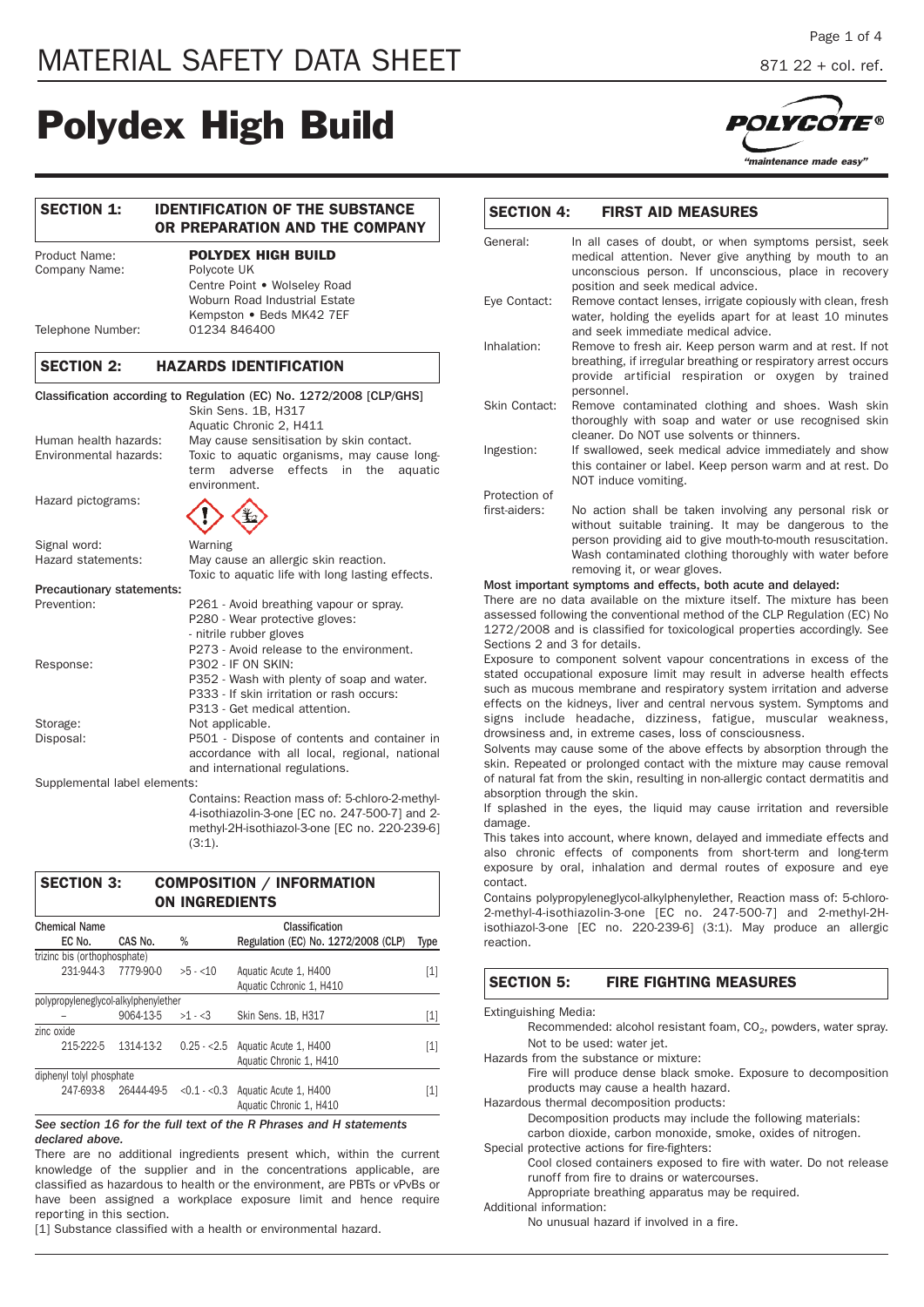# MATERIAL SAFETY DATA SHEET

871 22 + col. ref.

# Polydex High Build

## SECTION 1: IDENTIFICATION OF THE SUBSTANCE OR PREPARATION AND THE COMPANY

Product Name: **POLYDEX HIGH BUILD**
Company Name: Polycote UK
Centre Point • Wolseley Road
Woburn Road Industrial Estate
Kempston • Beds MK42 7EF
Telephone Number: 01234 846400

## SECTION 2: HAZARDS IDENTIFICATION

**Classification according to Regulation (EC) No. 1272/2008 [CLP/GHS]**
Skin Sens. 1B, H317
Aquatic Chronic 2, H411

Human health hazards: May cause sensitisation by skin contact.
Environmental hazards: Toxic to aquatic organisms, may cause long-term adverse effects in the aquatic environment.

Hazard pictograms:

Signal word: Warning
Hazard statements: May cause an allergic skin reaction.
Toxic to aquatic life with long lasting effects.

**Precautionary statements:**

Prevention:
P261 - Avoid breathing vapour or spray.
P280 - Wear protective gloves:
- nitrile rubber gloves
P273 - Avoid release to the environment.

Response:
P302 - IF ON SKIN:
P352 - Wash with plenty of soap and water.
P333 - If skin irritation or rash occurs:
P313 - Get medical attention.

Storage: Not applicable.

Disposal: P501 - Dispose of contents and container in accordance with all local, regional, national and international regulations.

Supplemental label elements:
Contains: Reaction mass of: 5-chloro-2-methyl-4-isothiazolin-3-one [EC no. 247-500-7] and 2-methyl-2H-isothiazol-3-one [EC no. 220-239-6] (3:1).

## SECTION 3: COMPOSITION / INFORMATION ON INGREDIENTS

| Chemical Name | | | Classification | |
|---|---|---|---|---|
| EC No. | CAS No. | % | Regulation (EC) No. 1272/2008 (CLP) | Type |
| trizinc bis (orthophosphate) | | | | |
| 231-944-3 | 7779-90-0 | >5 - <10 | Aquatic Acute 1, H400<br>Aquatic Cchronic 1, H410 | [1] |
| polypropyleneglycol-alkylphenylether | | | | |
| – | 9064-13-5 | >1 - <3 | Skin Sens. 1B, H317 | [1] |
| zinc oxide | | | | |
| 215-222-5 | 1314-13-2 | 0.25 - <2.5 | Aquatic Acute 1, H400<br>Aquatic Chronic 1, H410 | [1] |
| diphenyl tolyl phosphate | | | | |
| 247-693-8 | 26444-49-5 | <0.1 - <0.3 | Aquatic Acute 1, H400<br>Aquatic Chronic 1, H410 | [1] |

***See section 16 for the full text of the R Phrases and H statements declared above.***

There are no additional ingredients present which, within the current knowledge of the supplier and in the concentrations applicable, are classified as hazardous to health or the environment, are PBTs or vPvBs or have been assigned a workplace exposure limit and hence require reporting in this section.

[1] Substance classified with a health or environmental hazard.

## SECTION 4: FIRST AID MEASURES

General: In all cases of doubt, or when symptoms persist, seek medical attention. Never give anything by mouth to an unconscious person. If unconscious, place in recovery position and seek medical advice.

Eye Contact: Remove contact lenses, irrigate copiously with clean, fresh water, holding the eyelids apart for at least 10 minutes and seek immediate medical advice.

Inhalation: Remove to fresh air. Keep person warm and at rest. If not breathing, if irregular breathing or respiratory arrest occurs provide artificial respiration or oxygen by trained personnel.

Skin Contact: Remove contaminated clothing and shoes. Wash skin thoroughly with soap and water or use recognised skin cleaner. Do NOT use solvents or thinners.

Ingestion: If swallowed, seek medical advice immediately and show this container or label. Keep person warm and at rest. Do NOT induce vomiting.

Protection of first-aiders: No action shall be taken involving any personal risk or without suitable training. It may be dangerous to the person providing aid to give mouth-to-mouth resuscitation. Wash contaminated clothing thoroughly with water before removing it, or wear gloves.

**Most important symptoms and effects, both acute and delayed:**

There are no data available on the mixture itself. The mixture has been assessed following the conventional method of the CLP Regulation (EC) No 1272/2008 and is classified for toxicological properties accordingly. See Sections 2 and 3 for details.

Exposure to component solvent vapour concentrations in excess of the stated occupational exposure limit may result in adverse health effects such as mucous membrane and respiratory system irritation and adverse effects on the kidneys, liver and central nervous system. Symptoms and signs include headache, dizziness, fatigue, muscular weakness, drowsiness and, in extreme cases, loss of consciousness.

Solvents may cause some of the above effects by absorption through the skin. Repeated or prolonged contact with the mixture may cause removal of natural fat from the skin, resulting in non-allergic contact dermatitis and absorption through the skin.

If splashed in the eyes, the liquid may cause irritation and reversible damage.

This takes into account, where known, delayed and immediate effects and also chronic effects of components from short-term and long-term exposure by oral, inhalation and dermal routes of exposure and eye contact.

Contains polypropyleneglycol-alkylphenylether, Reaction mass of: 5-chloro-2-methyl-4-isothiazolin-3-one [EC no. 247-500-7] and 2-methyl-2H-isothiazol-3-one [EC no. 220-239-6] (3:1). May produce an allergic reaction.

## SECTION 5: FIRE FIGHTING MEASURES

Extinguishing Media:
Recommended: alcohol resistant foam, $CO_2$, powders, water spray.
Not to be used: water jet.

Hazards from the substance or mixture:
Fire will produce dense black smoke. Exposure to decomposition products may cause a health hazard.

Hazardous thermal decomposition products:
Decomposition products may include the following materials: carbon dioxide, carbon monoxide, smoke, oxides of nitrogen.

Special protective actions for fire-fighters:
Cool closed containers exposed to fire with water. Do not release runoff from fire to drains or watercourses.
Appropriate breathing apparatus may be required.

Additional information:
No unusual hazard if involved in a fire.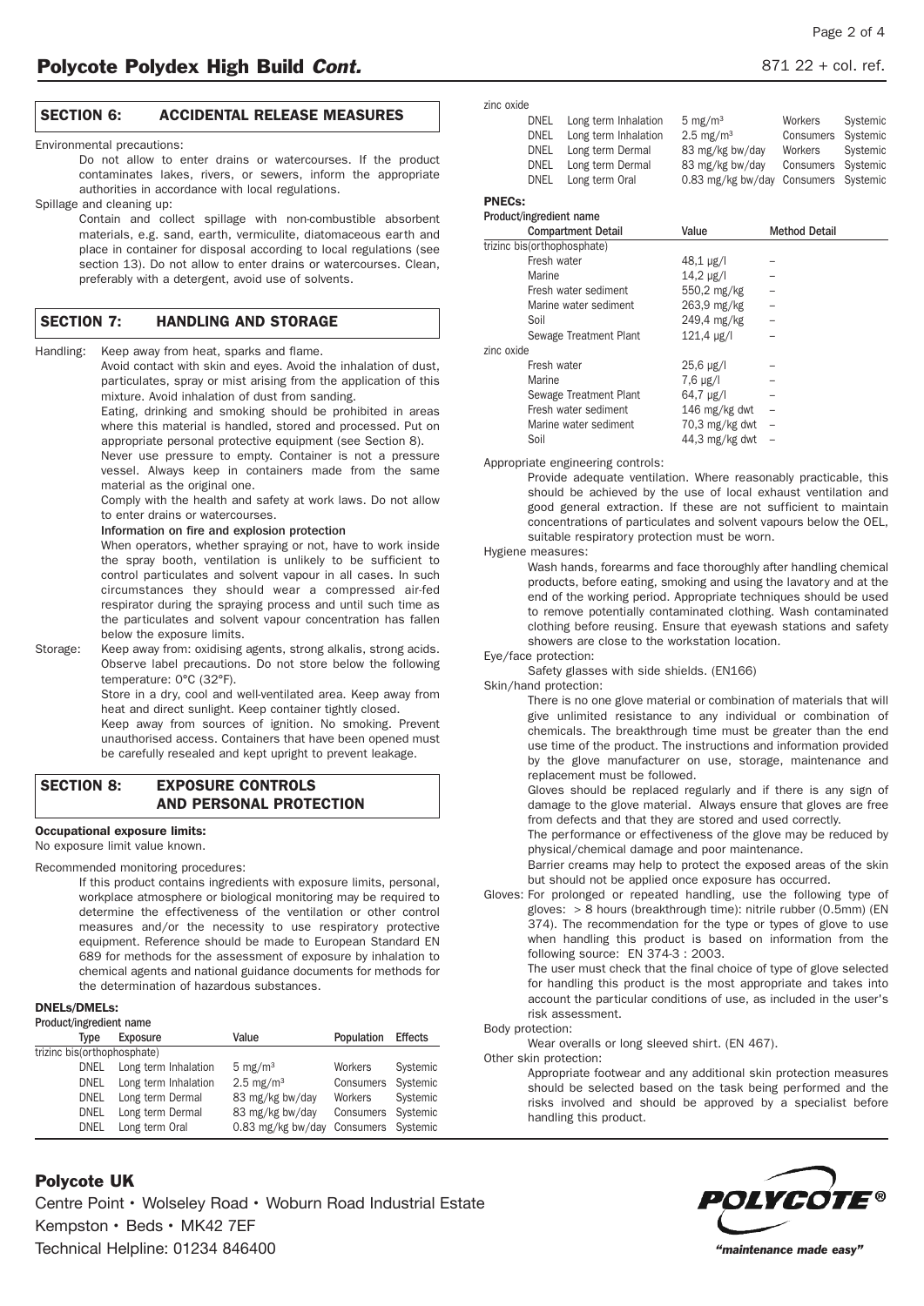## SECTION 6: ACCIDENTAL RELEASE MEASURES

Environmental precautions:

Do not allow to enter drains or watercourses. If the product contaminates lakes, rivers, or sewers, inform the appropriate authorities in accordance with local regulations.

Spillage and cleaning up:

Contain and collect spillage with non-combustible absorbent materials, e.g. sand, earth, vermiculite, diatomaceous earth and place in container for disposal according to local regulations (see section 13). Do not allow to enter drains or watercourses. Clean, preferably with a detergent, avoid use of solvents.

## SECTION 7: HANDLING AND STORAGE

Handling: Keep away from heat, sparks and flame.

Avoid contact with skin and eyes. Avoid the inhalation of dust, particulates, spray or mist arising from the application of this mixture. Avoid inhalation of dust from sanding.

Eating, drinking and smoking should be prohibited in areas where this material is handled, stored and processed. Put on appropriate personal protective equipment (see Section 8).

Never use pressure to empty. Container is not a pressure vessel. Always keep in containers made from the same material as the original one.

Comply with the health and safety at work laws. Do not allow to enter drains or watercourses.

**Information on fire and explosion protection**

When operators, whether spraying or not, have to work inside the spray booth, ventilation is unlikely to be sufficient to control particulates and solvent vapour in all cases. In such circumstances they should wear a compressed air-fed respirator during the spraying process and until such time as the particulates and solvent vapour concentration has fallen below the exposure limits.

Storage: Keep away from: oxidising agents, strong alkalis, strong acids. Observe label precautions. Do not store below the following temperature: 0°C (32°F).

Store in a dry, cool and well-ventilated area. Keep away from heat and direct sunlight. Keep container tightly closed.

Keep away from sources of ignition. No smoking. Prevent unauthorised access. Containers that have been opened must be carefully resealed and kept upright to prevent leakage.

## SECTION 8: EXPOSURE CONTROLS AND PERSONAL PROTECTION

**Occupational exposure limits:**

No exposure limit value known.

Recommended monitoring procedures:

If this product contains ingredients with exposure limits, personal, workplace atmosphere or biological monitoring may be required to determine the effectiveness of the ventilation or other control measures and/or the necessity to use respiratory protective equipment. Reference should be made to European Standard EN 689 for methods for the assessment of exposure by inhalation to chemical agents and national guidance documents for methods for the determination of hazardous substances.

**DNELs/DMELs:**

| Product/ingredient name | Type | Exposure | Value | Population | Effects |
|---|---|---|---|---|---|
| trizinc bis(orthophosphate) | | | | | |
| | DNEL | Long term Inhalation | 5 mg/m³ | Workers | Systemic |
| | DNEL | Long term Inhalation | 2.5 mg/m³ | Consumers | Systemic |
| | DNEL | Long term Dermal | 83 mg/kg bw/day | Workers | Systemic |
| | DNEL | Long term Dermal | 83 mg/kg bw/day | Consumers | Systemic |
| | DNEL | Long term Oral | 0.83 mg/kg bw/day | Consumers | Systemic |
| zinc oxide | | | | | |
| | DNEL | Long term Inhalation | 5 mg/m³ | Workers | Systemic |
| | DNEL | Long term Inhalation | 2.5 mg/m³ | Consumers | Systemic |
| | DNEL | Long term Dermal | 83 mg/kg bw/day | Workers | Systemic |
| | DNEL | Long term Dermal | 83 mg/kg bw/day | Consumers | Systemic |
| | DNEL | Long term Oral | 0.83 mg/kg bw/day | Consumers | Systemic |

**PNECs:**

| Product/ingredient name | Compartment Detail | Value | Method Detail |
|---|---|---|---|
| trizinc bis(orthophosphate) | | | |
| | Fresh water | 48,1 µg/l | – |
| | Marine | 14,2 µg/l | – |
| | Fresh water sediment | 550,2 mg/kg | – |
| | Marine water sediment | 263,9 mg/kg | – |
| | Soil | 249,4 mg/kg | – |
| | Sewage Treatment Plant | 121,4 µg/l | – |
| zinc oxide | | | |
| | Fresh water | 25,6 µg/l | – |
| | Marine | 7,6 µg/l | – |
| | Sewage Treatment Plant | 64,7 µg/l | – |
| | Fresh water sediment | 146 mg/kg dwt | – |
| | Marine water sediment | 70,3 mg/kg dwt | – |
| | Soil | 44,3 mg/kg dwt | – |

Appropriate engineering controls:

Provide adequate ventilation. Where reasonably practicable, this should be achieved by the use of local exhaust ventilation and good general extraction. If these are not sufficient to maintain concentrations of particulates and solvent vapours below the OEL, suitable respiratory protection must be worn.

Hygiene measures:

Wash hands, forearms and face thoroughly after handling chemical products, before eating, smoking and using the lavatory and at the end of the working period. Appropriate techniques should be used to remove potentially contaminated clothing. Wash contaminated clothing before reusing. Ensure that eyewash stations and safety showers are close to the workstation location.

Eye/face protection:

Safety glasses with side shields. (EN166)

Skin/hand protection:

There is no one glove material or combination of materials that will give unlimited resistance to any individual or combination of chemicals. The breakthrough time must be greater than the end use time of the product. The instructions and information provided by the glove manufacturer on use, storage, maintenance and replacement must be followed.

Gloves should be replaced regularly and if there is any sign of damage to the glove material. Always ensure that gloves are free from defects and that they are stored and used correctly.

The performance or effectiveness of the glove may be reduced by physical/chemical damage and poor maintenance.

Barrier creams may help to protect the exposed areas of the skin but should not be applied once exposure has occurred.

Gloves: For prolonged or repeated handling, use the following type of gloves: > 8 hours (breakthrough time): nitrile rubber (0.5mm) (EN 374). The recommendation for the type or types of glove to use when handling this product is based on information from the following source: EN 374-3 : 2003.

The user must check that the final choice of type of glove selected for handling this product is the most appropriate and takes into account the particular conditions of use, as included in the user's risk assessment.

Body protection:

Wear overalls or long sleeved shirt. (EN 467).

Other skin protection:

Appropriate footwear and any additional skin protection measures should be selected based on the task being performed and the risks involved and should be approved by a specialist before handling this product.

**Polycote UK**

Centre Point • Wolseley Road • Woburn Road Industrial Estate
Kempston • Beds • MK42 7EF
Technical Helpline: 01234 846400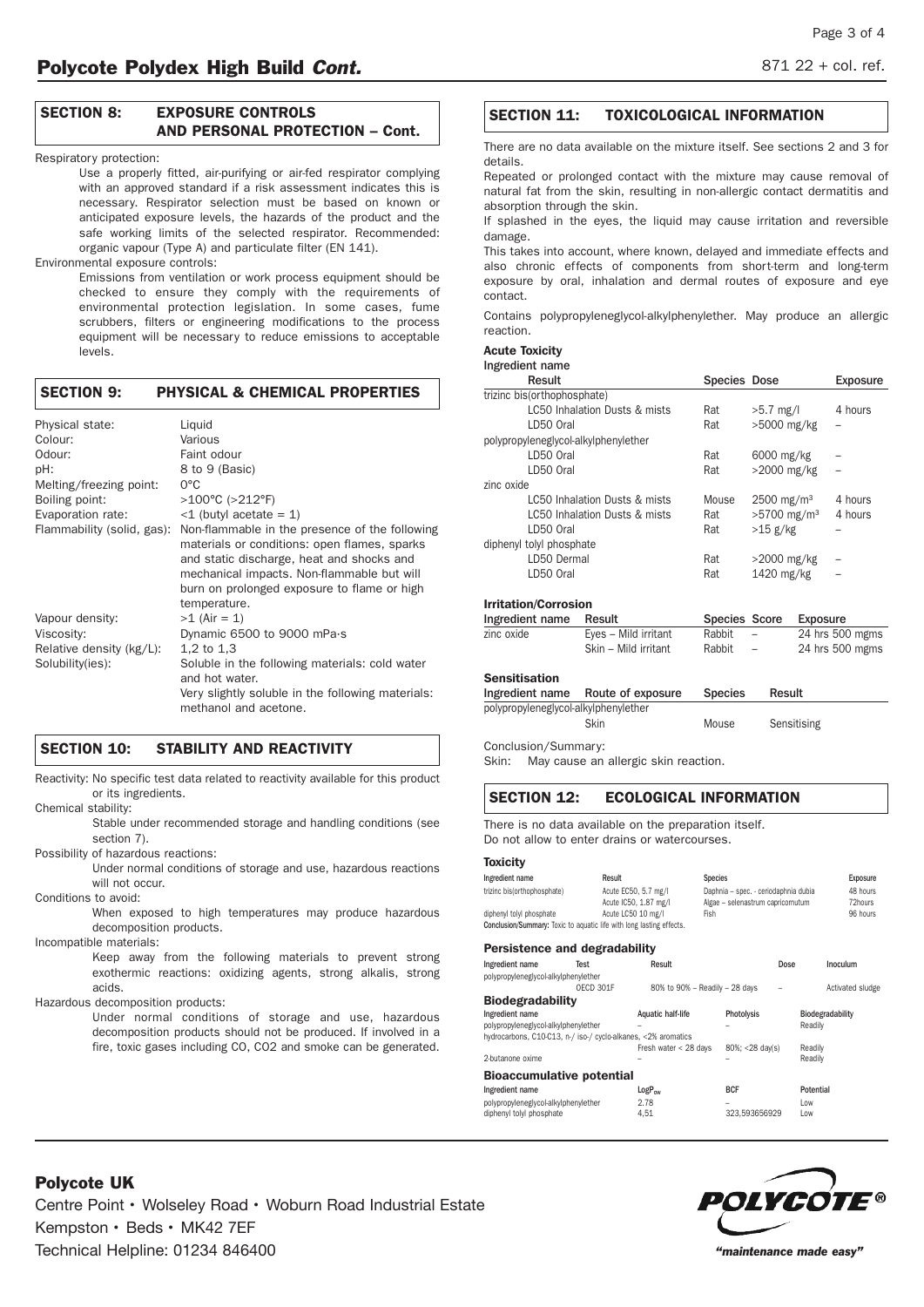## SECTION 8: EXPOSURE CONTROLS AND PERSONAL PROTECTION – Cont.

Respiratory protection:

Use a properly fitted, air-purifying or air-fed respirator complying with an approved standard if a risk assessment indicates this is necessary. Respirator selection must be based on known or anticipated exposure levels, the hazards of the product and the safe working limits of the selected respirator. Recommended: organic vapour (Type A) and particulate filter (EN 141).

Environmental exposure controls:

Emissions from ventilation or work process equipment should be checked to ensure they comply with the requirements of environmental protection legislation. In some cases, fume scrubbers, filters or engineering modifications to the process equipment will be necessary to reduce emissions to acceptable levels.

## SECTION 9: PHYSICAL & CHEMICAL PROPERTIES

| | |
|---|---|
| Physical state: | Liquid |
| Colour: | Various |
| Odour: | Faint odour |
| pH: | 8 to 9 (Basic) |
| Melting/freezing point: | 0°C |
| Boiling point: | >100°C (>212°F) |
| Evaporation rate: | <1 (butyl acetate = 1) |
| Flammability (solid, gas): | Non-flammable in the presence of the following materials or conditions: open flames, sparks and static discharge, heat and shocks and mechanical impacts. Non-flammable but will burn on prolonged exposure to flame or high temperature. |
| Vapour density: | >1 (Air = 1) |
| Viscosity: | Dynamic 6500 to 9000 mPa·s |
| Relative density (kg/L): | 1,2 to 1,3 |
| Solubility(ies): | Soluble in the following materials: cold water and hot water. Very slightly soluble in the following materials: methanol and acetone. |

## SECTION 10: STABILITY AND REACTIVITY

Reactivity: No specific test data related to reactivity available for this product or its ingredients.

Chemical stability:

Stable under recommended storage and handling conditions (see section 7).

Possibility of hazardous reactions:

Under normal conditions of storage and use, hazardous reactions will not occur.

Conditions to avoid:

When exposed to high temperatures may produce hazardous decomposition products.

Incompatible materials:

Keep away from the following materials to prevent strong exothermic reactions: oxidizing agents, strong alkalis, strong acids.

Hazardous decomposition products:

Under normal conditions of storage and use, hazardous decomposition products should not be produced. If involved in a fire, toxic gases including CO, CO2 and smoke can be generated.

## SECTION 11: TOXICOLOGICAL INFORMATION

There are no data available on the mixture itself. See sections 2 and 3 for details.

Repeated or prolonged contact with the mixture may cause removal of natural fat from the skin, resulting in non-allergic contact dermatitis and absorption through the skin.

If splashed in the eyes, the liquid may cause irritation and reversible damage.

This takes into account, where known, delayed and immediate effects and also chronic effects of components from short-term and long-term exposure by oral, inhalation and dermal routes of exposure and eye contact.

Contains polypropyleneglycol-alkylphenylether. May produce an allergic reaction.

**Acute Toxicity**

| Ingredient name / Result | Species | Dose | Exposure |
|---|---|---|---|
| trizinc bis(orthophosphate) | | | |
| LC50 Inhalation Dusts & mists | Rat | >5.7 mg/l | 4 hours |
| LD50 Oral | Rat | >5000 mg/kg | – |
| polypropyleneglycol-alkylphenylether | | | |
| LD50 Oral | Rat | 6000 mg/kg | – |
| LD50 Oral | Rat | >2000 mg/kg | – |
| zinc oxide | | | |
| LC50 Inhalation Dusts & mists | Mouse | 2500 mg/m³ | 4 hours |
| LC50 Inhalation Dusts & mists | Rat | >5700 mg/m³ | 4 hours |
| LD50 Oral | Rat | >15 g/kg | – |
| diphenyl tolyl phosphate | | | |
| LD50 Dermal | Rat | >2000 mg/kg | – |
| LD50 Oral | Rat | 1420 mg/kg | – |

**Irritation/Corrosion**

| Ingredient name | Result | Species | Score | Exposure |
|---|---|---|---|---|
| zinc oxide | Eyes – Mild irritant | Rabbit | – | 24 hrs 500 mgms |
| | Skin – Mild irritant | Rabbit | – | 24 hrs 500 mgms |

**Sensitisation**

| Ingredient name | Route of exposure | Species | Result |
|---|---|---|---|
| polypropyleneglycol-alkylphenylether | Skin | Mouse | Sensitising |

Conclusion/Summary:

Skin: May cause an allergic skin reaction.

## SECTION 12: ECOLOGICAL INFORMATION

There is no data available on the preparation itself.
Do not allow to enter drains or watercourses.

**Toxicity**

| Ingredient name | Result | Species | Exposure |
|---|---|---|---|
| trizinc bis(orthophosphate) | Acute EC50, 5.7 mg/l | Daphnia – spec. - ceriodaphnia dubia | 48 hours |
| | Acute IC50, 1.87 mg/l | Algae – selenastrum capricornutum | 72hours |
| diphenyl tolyl phosphate | Acute LC50 10 mg/l | Fish | 96 hours |

**Conclusion/Summary:** Toxic to aquatic life with long lasting effects.

**Persistence and degradability**

| Ingredient name | Test | Result | Dose | Inoculum |
|---|---|---|---|---|
| polypropyleneglycol-alkylphenylether | OECD 301F | 80% to 90% – Readily – 28 days | – | Activated sludge |

**Biodegradability**

| Ingredient name | Aquatic half-life | Photolysis | Biodegradability |
|---|---|---|---|
| polypropyleneglycol-alkylphenylether | – | – | Readily |
| hydrocarbons, C10-C13, n-/ iso-/ cyclo-alkanes, <2% aromatics | Fresh water < 28 days | 80%; <28 day(s) | Readily |
| 2-butanone oxime | – | – | Readily |

**Bioaccumulative potential**

| Ingredient name | $LogP_{ow}$ | BCF | Potential |
|---|---|---|---|
| polypropyleneglycol-alkylphenylether | 2.78 | – | Low |
| diphenyl tolyl phosphate | 4,51 | 323,593656929 | Low |

**Polycote UK**
Centre Point • Wolseley Road • Woburn Road Industrial Estate
Kempston • Beds • MK42 7EF
Technical Helpline: 01234 846400

*"maintenance made easy"*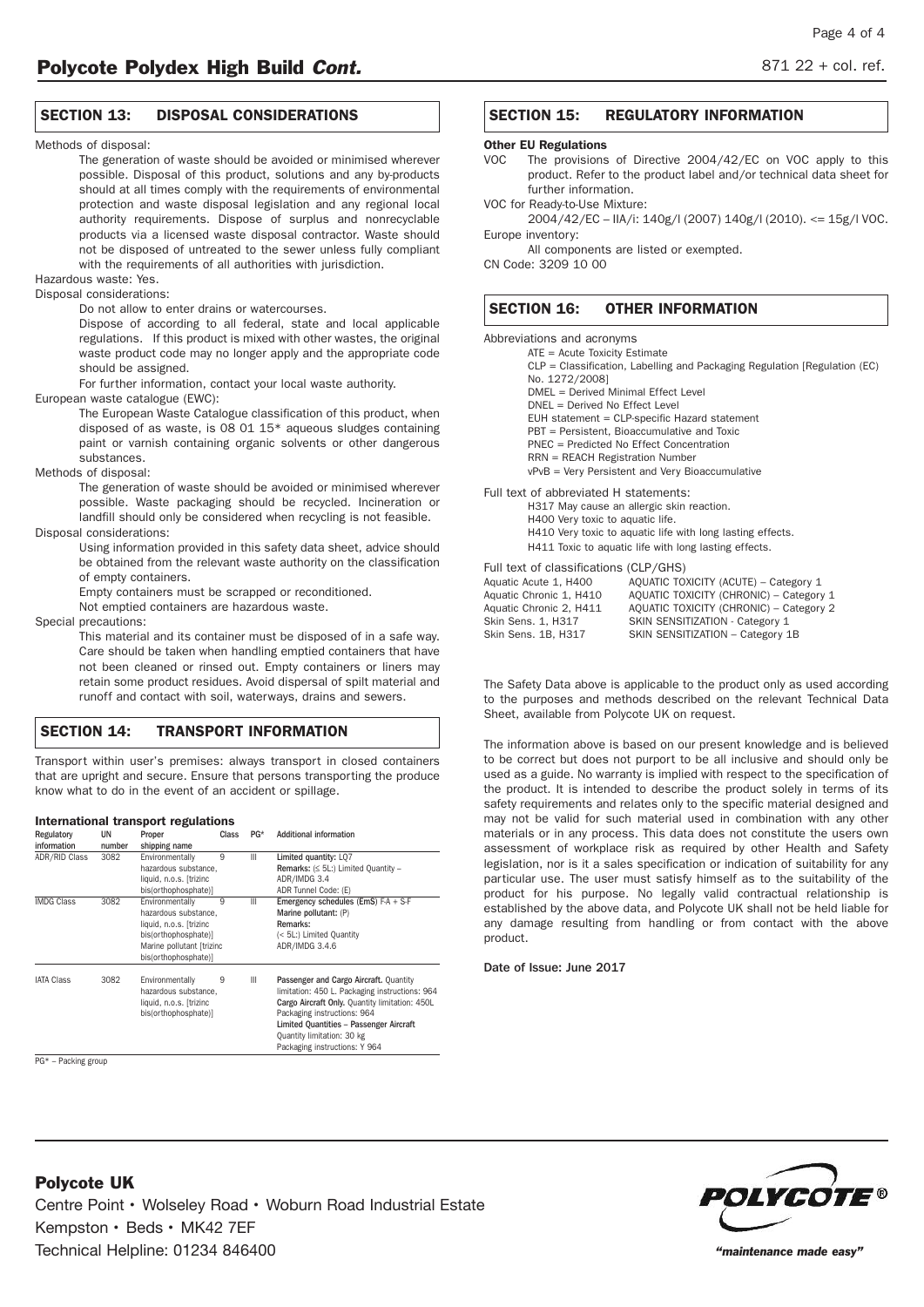## SECTION 13: DISPOSAL CONSIDERATIONS

Methods of disposal:

The generation of waste should be avoided or minimised wherever possible. Disposal of this product, solutions and any by-products should at all times comply with the requirements of environmental protection and waste disposal legislation and any regional local authority requirements. Dispose of surplus and nonrecyclable products via a licensed waste disposal contractor. Waste should not be disposed of untreated to the sewer unless fully compliant with the requirements of all authorities with jurisdiction.

Hazardous waste: Yes.

Disposal considerations:

Do not allow to enter drains or watercourses.

Dispose of according to all federal, state and local applicable regulations. If this product is mixed with other wastes, the original waste product code may no longer apply and the appropriate code should be assigned.

For further information, contact your local waste authority.

European waste catalogue (EWC):

The European Waste Catalogue classification of this product, when disposed of as waste, is 08 01 15* aqueous sludges containing paint or varnish containing organic solvents or other dangerous substances.

Methods of disposal:

The generation of waste should be avoided or minimised wherever possible. Waste packaging should be recycled. Incineration or landfill should only be considered when recycling is not feasible.

Disposal considerations:

Using information provided in this safety data sheet, advice should be obtained from the relevant waste authority on the classification of empty containers.

Empty containers must be scrapped or reconditioned.

Not emptied containers are hazardous waste.

Special precautions:

This material and its container must be disposed of in a safe way. Care should be taken when handling emptied containers that have not been cleaned or rinsed out. Empty containers or liners may retain some product residues. Avoid dispersal of spilt material and runoff and contact with soil, waterways, drains and sewers.

## SECTION 14: TRANSPORT INFORMATION

Transport within user's premises: always transport in closed containers that are upright and secure. Ensure that persons transporting the produce know what to do in the event of an accident or spillage.

### International transport regulations

| Regulatory information | UN number | Proper shipping name | Class | PG* | Additional information |
|---|---|---|---|---|---|
| ADR/RID Class | 3082 | Environmentally hazardous substance, liquid, n.o.s. [trizinc bis(orthophosphate)] | 9 | III | **Limited quantity:** LQ7<br>**Remarks:** (≤ 5L:) Limited Quantity – ADR/IMDG 3.4<br>ADR Tunnel Code: (E) |
| IMDG Class | 3082 | Environmentally hazardous substance, liquid, n.o.s. [trizinc bis(orthophosphate)]<br>Marine pollutant [trizinc bis(orthophosphate)] | 9 | III | **Emergency schedules (EmS)** F-A + S-F<br>**Marine pollutant:** (P)<br>**Remarks:**<br>(< 5L:) Limited Quantity<br>ADR/IMDG 3.4.6 |
| IATA Class | 3082 | Environmentally hazardous substance, liquid, n.o.s. [trizinc bis(orthophosphate)] | 9 | III | **Passenger and Cargo Aircraft.** Quantity limitation: 450 L. Packaging instructions: 964<br>**Cargo Aircraft Only.** Quantity limitation: 450L Packaging instructions: 964<br>**Limited Quantities – Passenger Aircraft**<br>Quantity limitation: 30 kg<br>Packaging instructions: Y 964 |

PG* – Packing group

## SECTION 15: REGULATORY INFORMATION

**Other EU Regulations**

VOC The provisions of Directive 2004/42/EC on VOC apply to this product. Refer to the product label and/or technical data sheet for further information.

VOC for Ready-to-Use Mixture:

2004/42/EC – IIA/i: 140g/l (2007) 140g/l (2010). <= 15g/l VOC.

Europe inventory:

All components are listed or exempted.

CN Code: 3209 10 00

## SECTION 16: OTHER INFORMATION

Abbreviations and acronyms

- ATE = Acute Toxicity Estimate
- CLP = Classification, Labelling and Packaging Regulation [Regulation (EC) No. 1272/2008]
- DMEL = Derived Minimal Effect Level
- DNEL = Derived No Effect Level
- EUH statement = CLP-specific Hazard statement
- PBT = Persistent, Bioaccumulative and Toxic
- PNEC = Predicted No Effect Concentration
- RRN = REACH Registration Number
- vPvB = Very Persistent and Very Bioaccumulative

Full text of abbreviated H statements:

- H317 May cause an allergic skin reaction.
- H400 Very toxic to aquatic life.
- H410 Very toxic to aquatic life with long lasting effects.
- H411 Toxic to aquatic life with long lasting effects.

Full text of classifications (CLP/GHS)

| | |
|---|---|
| Aquatic Acute 1, H400 | AQUATIC TOXICITY (ACUTE) – Category 1 |
| Aquatic Chronic 1, H410 | AQUATIC TOXICITY (CHRONIC) – Category 1 |
| Aquatic Chronic 2, H411 | AQUATIC TOXICITY (CHRONIC) – Category 2 |
| Skin Sens. 1, H317 | SKIN SENSITIZATION - Category 1 |
| Skin Sens. 1B, H317 | SKIN SENSITIZATION – Category 1B |

The Safety Data above is applicable to the product only as used according to the purposes and methods described on the relevant Technical Data Sheet, available from Polycote UK on request.

The information above is based on our present knowledge and is believed to be correct but does not purport to be all inclusive and should only be used as a guide. No warranty is implied with respect to the specification of the product. It is intended to describe the product solely in terms of its safety requirements and relates only to the specific material designed and may not be valid for such material used in combination with any other materials or in any process. This data does not constitute the users own assessment of workplace risk as required by other Health and Safety legislation, nor is it a sales specification or indication of suitability for any particular use. The user must satisfy himself as to the suitability of the product for his purpose. No legally valid contractual relationship is established by the above data, and Polycote UK shall not be held liable for any damage resulting from handling or from contact with the above product.

**Date of Issue: June 2017**

**Polycote UK**
Centre Point • Wolseley Road • Woburn Road Industrial Estate
Kempston • Beds • MK42 7EF
Technical Helpline: 01234 846400

*"maintenance made easy"*